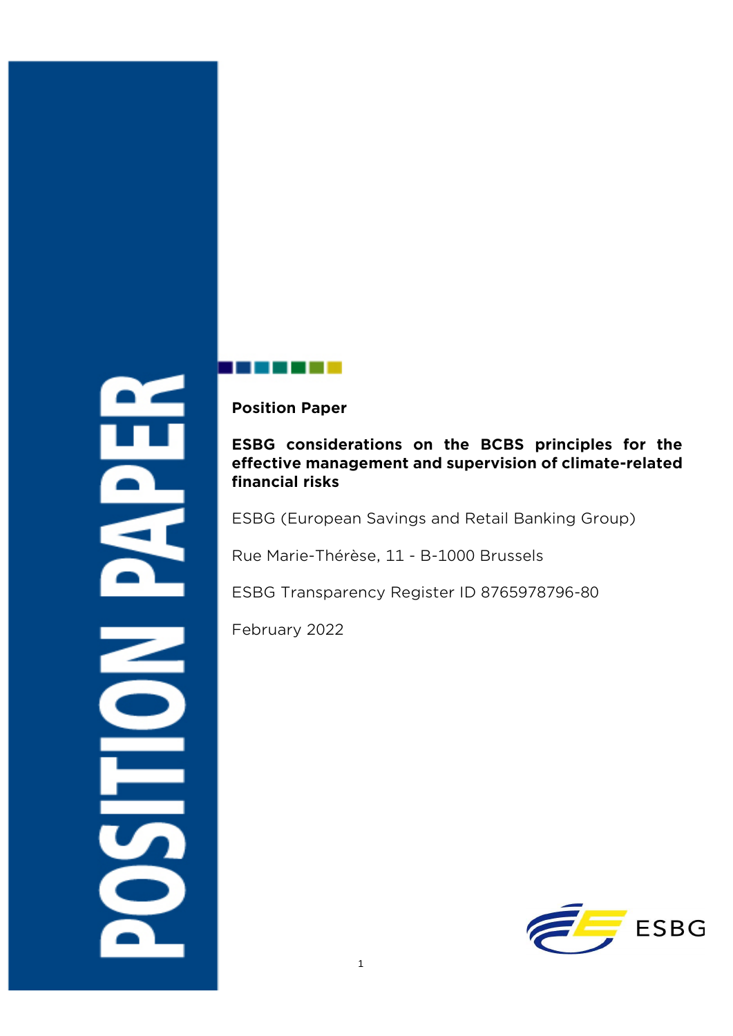POSITION PAPER

**Position Paper**

# ESBG considerations on the BCBS principles for the effective management and supervision of climate-related financial risks

ESBG (European Savings and Retail Banking Group)

Rue Marie-Thérèse, 11 - B-1000 Brussels

ESBG Transparency Register ID 8765978796-80

February 2022

ESBG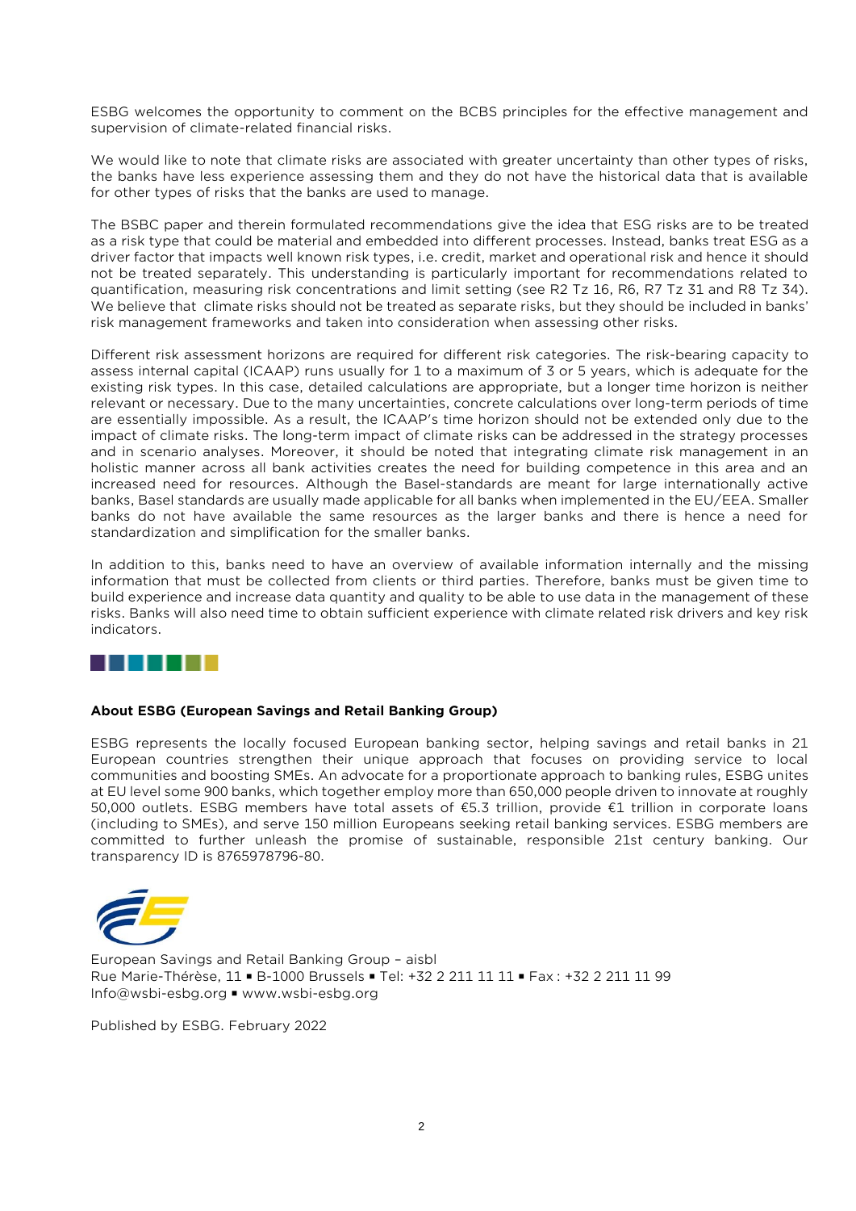ESBG welcomes the opportunity to comment on the BCBS principles for the effective management and supervision of climate-related financial risks.

We would like to note that climate risks are associated with greater uncertainty than other types of risks, the banks have less experience assessing them and they do not have the historical data that is available for other types of risks that the banks are used to manage.

The BSBC paper and therein formulated recommendations give the idea that ESG risks are to be treated as a risk type that could be material and embedded into different processes. Instead, banks treat ESG as a driver factor that impacts well known risk types, i.e. credit, market and operational risk and hence it should not be treated separately. This understanding is particularly important for recommendations related to quantification, measuring risk concentrations and limit setting (see R2 Tz 16, R6, R7 Tz 31 and R8 Tz 34). We believe that climate risks should not be treated as separate risks, but they should be included in banks' risk management frameworks and taken into consideration when assessing other risks.

Different risk assessment horizons are required for different risk categories. The risk-bearing capacity to assess internal capital (ICAAP) runs usually for 1 to a maximum of 3 or 5 years, which is adequate for the existing risk types. In this case, detailed calculations are appropriate, but a longer time horizon is neither relevant or necessary. Due to the many uncertainties, concrete calculations over long-term periods of time are essentially impossible. As a result, the ICAAP's time horizon should not be extended only due to the impact of climate risks. The long-term impact of climate risks can be addressed in the strategy processes and in scenario analyses. Moreover, it should be noted that integrating climate risk management in an holistic manner across all bank activities creates the need for building competence in this area and an increased need for resources. Although the Basel-standards are meant for large internationally active banks, Basel standards are usually made applicable for all banks when implemented in the EU/EEA. Smaller banks do not have available the same resources as the larger banks and there is hence a need for standardization and simplification for the smaller banks.

In addition to this, banks need to have an overview of available information internally and the missing information that must be collected from clients or third parties. Therefore, banks must be given time to build experience and increase data quantity and quality to be able to use data in the management of these risks. Banks will also need time to obtain sufficient experience with climate related risk drivers and key risk indicators.

**About ESBG (European Savings and Retail Banking Group)**

ESBG represents the locally focused European banking sector, helping savings and retail banks in 21 European countries strengthen their unique approach that focuses on providing service to local communities and boosting SMEs. An advocate for a proportionate approach to banking rules, ESBG unites at EU level some 900 banks, which together employ more than 650,000 people driven to innovate at roughly 50,000 outlets. ESBG members have total assets of €5.3 trillion, provide €1 trillion in corporate loans (including to SMEs), and serve 150 million Europeans seeking retail banking services. ESBG members are committed to further unleash the promise of sustainable, responsible 21st century banking. Our transparency ID is 8765978796-80.

European Savings and Retail Banking Group – aisbl
Rue Marie-Thérèse, 11 ▪ B-1000 Brussels ▪ Tel: +32 2 211 11 11 ▪ Fax : +32 2 211 11 99
Info@wsbi-esbg.org ▪ www.wsbi-esbg.org

Published by ESBG. February 2022